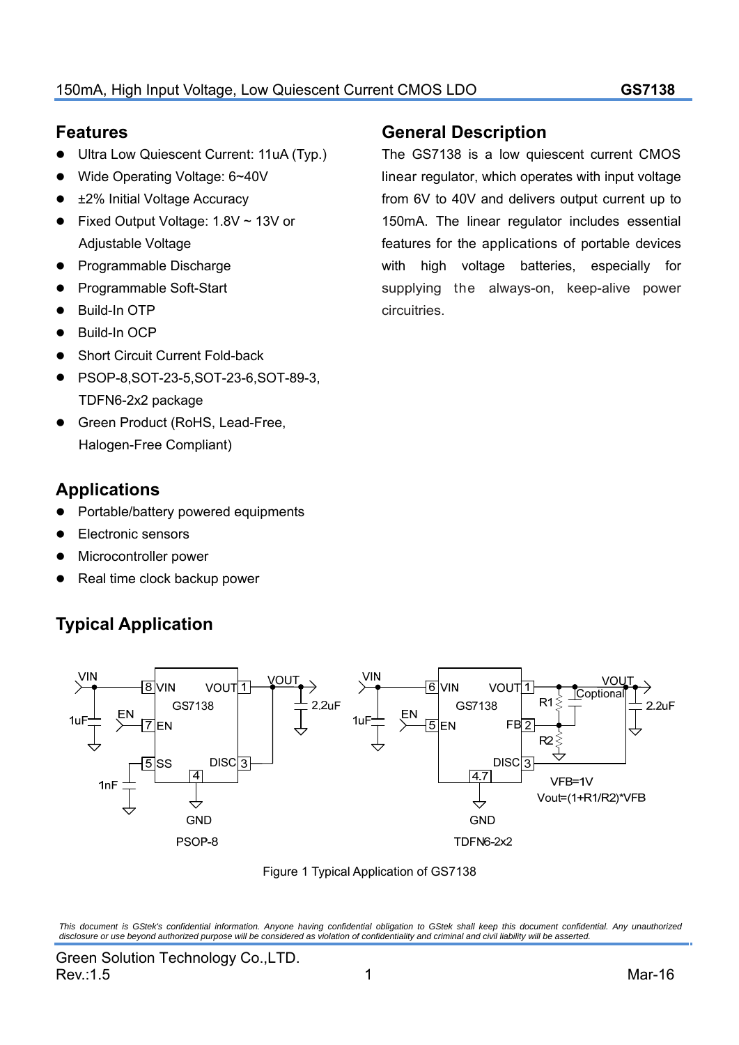## Features

- Ultra Low Quiescent Current: 11uA (Typ.)
- Wide Operating Voltage: 6~40V
- ±2% Initial Voltage Accuracy
- Fixed Output Voltage: 1.8V ~ 13V or Adjustable Voltage
- Programmable Discharge
- Programmable Soft-Start
- Build-In OTP
- Build-In OCP
- Short Circuit Current Fold-back
- PSOP-8,SOT-23-5,SOT-23-6,SOT-89-3, TDFN6-2x2 package
- Green Product (RoHS, Lead-Free, Halogen-Free Compliant)

## General Description

The GS7138 is a low quiescent current CMOS linear regulator, which operates with input voltage from 6V to 40V and delivers output current up to 150mA. The linear regulator includes essential features for the applications of portable devices with high voltage batteries, especially for supplying the always-on, keep-alive power circuitries.

## Applications

- Portable/battery powered equipments
- Electronic sensors
- Microcontroller power
- Real time clock backup power

## Typical Application

VIN
8 VIN
VOUT 1
VOUT
GS7138
2.2uF
1uF
EN
7 EN
5 SS
DISC 3
4
1nF
GND
PSOP-8

VIN
6 VIN
VOUT 1
VOUT
GS7138
R1
Coptional
2.2uF
1uF
EN
5 EN
FB 2
R2
DISC 3
4,7
GND
TDFN6-2x2
VFB=1V
Vout=(1+R1/R2)*VFB

Figure 1 Typical Application of GS7138

*This document is GStek's confidential information. Anyone having confidential obligation to GStek shall keep this document confidential. Any unauthorized disclosure or use beyond authorized purpose will be considered as violation of confidentiality and criminal and civil liability will be asserted.*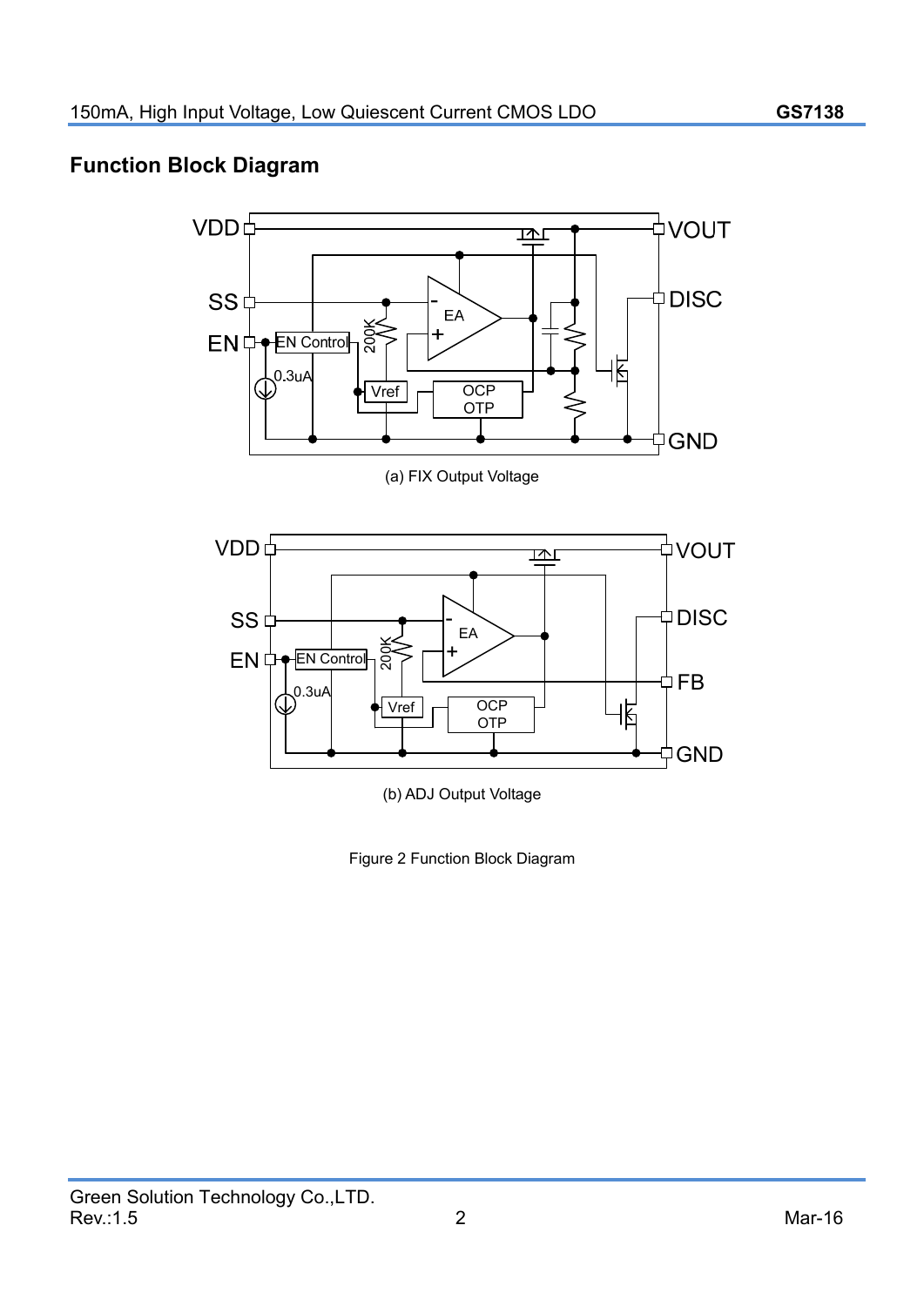## Function Block Diagram

VDD
VOUT
SS
DISC
EN
EN Control
200K
EA
0.3uA
Vref
OCP
OTP
GND

(a) FIX Output Voltage

VDD
VOUT
SS
DISC
EN
EN Control
200K
EA
FB
0.3uA
Vref
OCP
OTP
GND

(b) ADJ Output Voltage

Figure 2 Function Block Diagram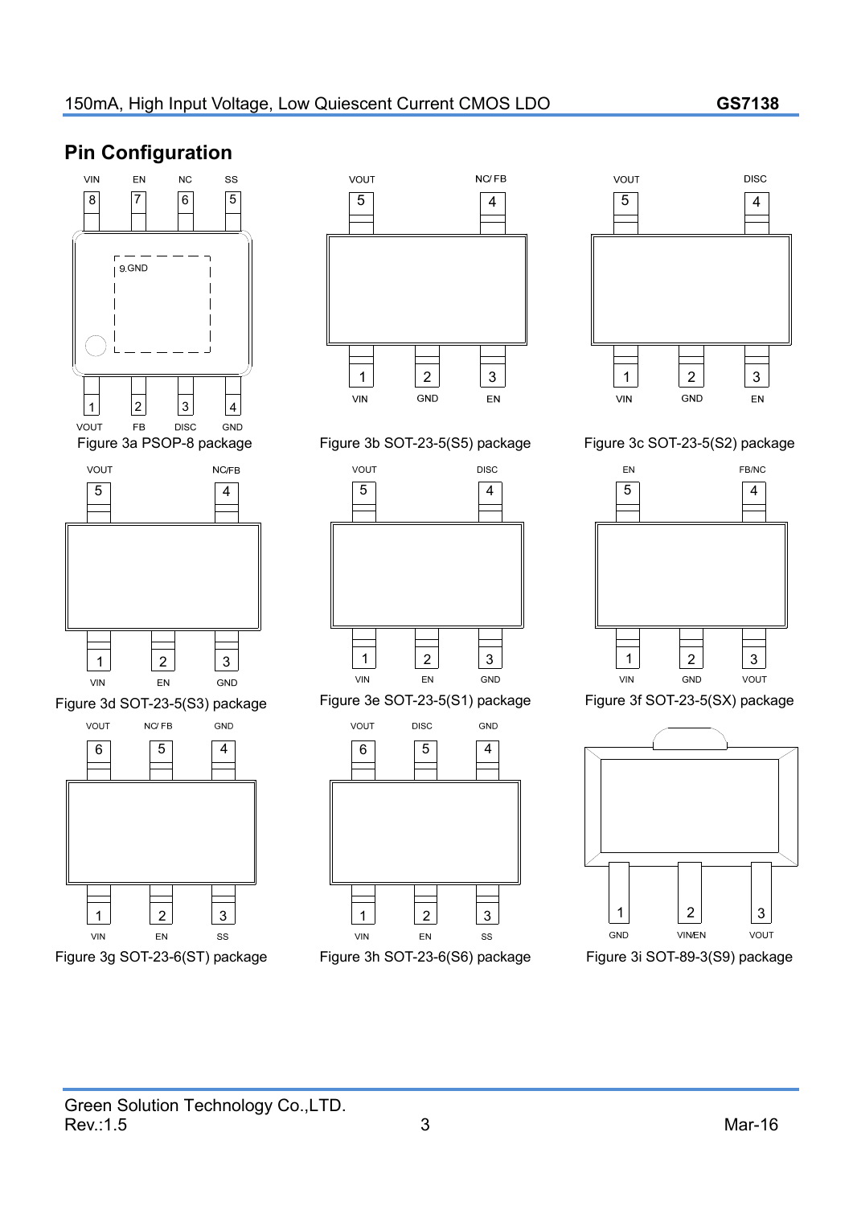## Pin Configuration

VIN EN NC SS
8 7 6 5
9.GND
1 2 3 4
VOUT FB DISC GND

Figure 3a PSOP-8 package

VOUT NC/ FB
5 4
1 2 3
VIN GND EN

Figure 3b SOT-23-5(S5) package

VOUT DISC
5 4
1 2 3
VIN GND EN

Figure 3c SOT-23-5(S2) package

VOUT NC/FB
5 4
1 2 3
VIN EN GND

Figure 3d SOT-23-5(S3) package

VOUT DISC
5 4
1 2 3
VIN EN GND

Figure 3e SOT-23-5(S1) package

EN FB/NC
5 4
1 2 3
VIN GND VOUT

Figure 3f SOT-23-5(SX) package

VOUT NC/ FB GND
6 5 4
1 2 3
VIN EN SS

Figure 3g SOT-23-6(ST) package

VOUT DISC GND
6 5 4
1 2 3
VIN EN SS

Figure 3h SOT-23-6(S6) package

1 2 3
GND VIN/EN VOUT

Figure 3i SOT-89-3(S9) package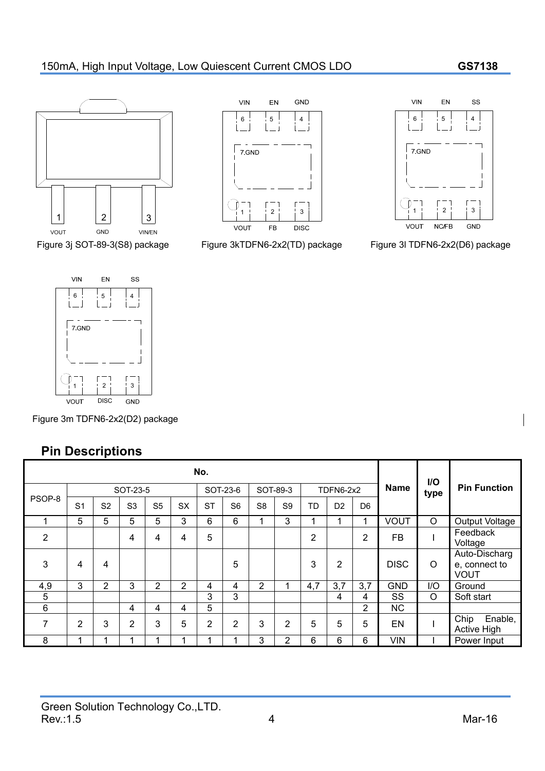VOUT GND VIN/EN

1 2 3

Figure 3j SOT-89-3(S8) package

VIN EN GND

6 5 4

7.GND

1 2 3

VOUT FB DISC

Figure 3kTDFN6-2x2(TD) package

VIN EN SS

6 5 4

7.GND

1 2 3

VOUT NC/FB GND

Figure 3l TDFN6-2x2(D6) package

VIN EN SS

6 5 4

7.GND

1 2 3

VOUT DISC GND

Figure 3m TDFN6-2x2(D2) package

## Pin Descriptions

| No. | | | | | | | | | | | | | Name | I/O type | Pin Function |
|---|---|---|---|---|---|---|---|---|---|---|---|---|---|---|---|
| PSOP-8 | SOT-23-5 | | | | | SOT-23-6 | | SOT-89-3 | | TDFN6-2x2 | | | | | |
| | S1 | S2 | S3 | S5 | SX | ST | S6 | S8 | S9 | TD | D2 | D6 | | | |
| 1 | 5 | 5 | 5 | 5 | 3 | 6 | 6 | 1 | 3 | 1 | 1 | 1 | VOUT | O | Output Voltage |
| 2 | | | 4 | 4 | 4 | 5 | | | | 2 | | 2 | FB | I | Feedback Voltage |
| 3 | 4 | 4 | | | | | 5 | | | 3 | 2 | | DISC | O | Auto-Discharge, connect to VOUT |
| 4,9 | 3 | 2 | 3 | 2 | 2 | 4 | 4 | 2 | 1 | 4,7 | 3,7 | 3,7 | GND | I/O | Ground |
| 5 | | | | | | 3 | 3 | | | | 4 | 4 | SS | O | Soft start |
| 6 | | | 4 | 4 | 4 | 5 | | | | | | 2 | NC | | |
| 7 | 2 | 3 | 2 | 3 | 5 | 2 | 2 | 3 | 2 | 5 | 5 | 5 | EN | I | Chip Enable, Active High |
| 8 | 1 | 1 | 1 | 1 | 1 | 1 | 1 | 3 | 2 | 6 | 6 | 6 | VIN | I | Power Input |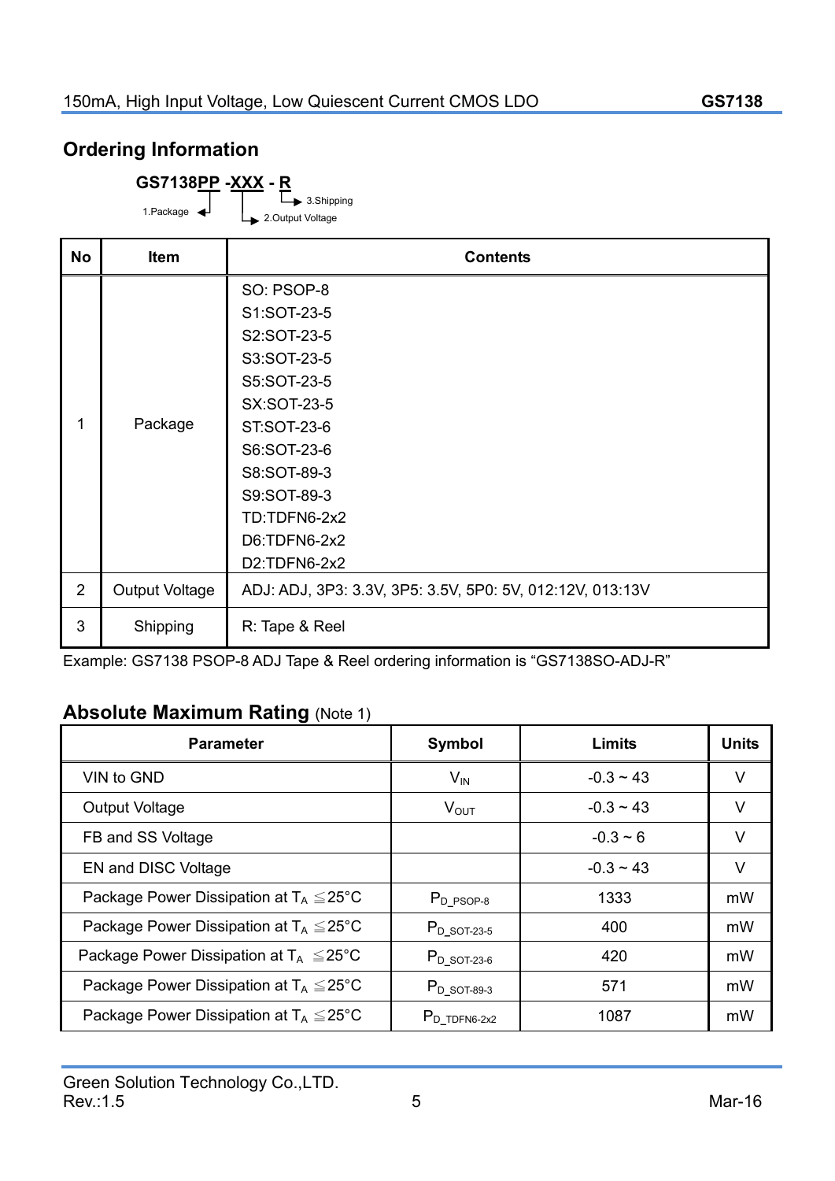## Ordering Information

**GS7138PP -XXX - R**

1.Package ← PP
2.Output Voltage ← XXX
3.Shipping ← R

| No | Item | Contents |
|---|---|---|
| 1 | Package | SO: PSOP-8<br>S1:SOT-23-5<br>S2:SOT-23-5<br>S3:SOT-23-5<br>S5:SOT-23-5<br>SX:SOT-23-5<br>ST:SOT-23-6<br>S6:SOT-23-6<br>S8:SOT-89-3<br>S9:SOT-89-3<br>TD:TDFN6-2x2<br>D6:TDFN6-2x2<br>D2:TDFN6-2x2 |
| 2 | Output Voltage | ADJ: ADJ, 3P3: 3.3V, 3P5: 3.5V, 5P0: 5V, 012:12V, 013:13V |
| 3 | Shipping | R: Tape & Reel |

Example: GS7138 PSOP-8 ADJ Tape & Reel ordering information is "GS7138SO-ADJ-R"

## Absolute Maximum Rating (Note 1)

| Parameter | Symbol | Limits | Units |
|---|---|---|---|
| VIN to GND | $V_{IN}$ | -0.3 ~ 43 | V |
| Output Voltage | $V_{OUT}$ | -0.3 ~ 43 | V |
| FB and SS Voltage | | -0.3 ~ 6 | V |
| EN and DISC Voltage | | -0.3 ~ 43 | V |
| Package Power Dissipation at $T_A \leq 25°C$ | $P_{D\_PSOP-8}$ | 1333 | mW |
| Package Power Dissipation at $T_A \leq 25°C$ | $P_{D\_SOT-23-5}$ | 400 | mW |
| Package Power Dissipation at $T_A \leq 25°C$ | $P_{D\_SOT-23-6}$ | 420 | mW |
| Package Power Dissipation at $T_A \leq 25°C$ | $P_{D\_SOT-89-3}$ | 571 | mW |
| Package Power Dissipation at $T_A \leq 25°C$ | $P_{D\_TDFN6-2x2}$ | 1087 | mW |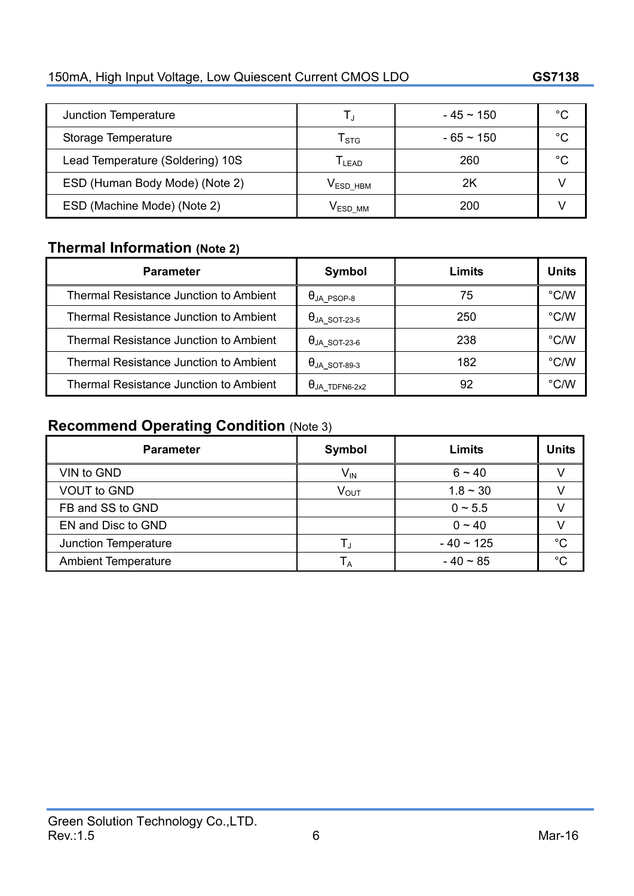| | | | |
|---|---|---|---|
| Junction Temperature | $T_J$ | - 45 ~ 150 | °C |
| Storage Temperature | $T_{STG}$ | - 65 ~ 150 | °C |
| Lead Temperature (Soldering) 10S | $T_{LEAD}$ | 260 | °C |
| ESD (Human Body Mode) (Note 2) | $V_{ESD\_HBM}$ | 2K | V |
| ESD (Machine Mode) (Note 2) | $V_{ESD\_MM}$ | 200 | V |

## Thermal Information (Note 2)

| Parameter | Symbol | Limits | Units |
|---|---|---|---|
| Thermal Resistance Junction to Ambient | $\theta_{JA\_PSOP\text{-}8}$ | 75 | °C/W |
| Thermal Resistance Junction to Ambient | $\theta_{JA\_SOT\text{-}23\text{-}5}$ | 250 | °C/W |
| Thermal Resistance Junction to Ambient | $\theta_{JA\_SOT\text{-}23\text{-}6}$ | 238 | °C/W |
| Thermal Resistance Junction to Ambient | $\theta_{JA\_SOT\text{-}89\text{-}3}$ | 182 | °C/W |
| Thermal Resistance Junction to Ambient | $\theta_{JA\_TDFN6\text{-}2x2}$ | 92 | °C/W |

## Recommend Operating Condition (Note 3)

| Parameter | Symbol | Limits | Units |
|---|---|---|---|
| VIN to GND | $V_{IN}$ | 6 ~ 40 | V |
| VOUT to GND | $V_{OUT}$ | 1.8 ~ 30 | V |
| FB and SS to GND | | 0 ~ 5.5 | V |
| EN and Disc to GND | | 0 ~ 40 | V |
| Junction Temperature | $T_J$ | - 40 ~ 125 | °C |
| Ambient Temperature | $T_A$ | - 40 ~ 85 | °C |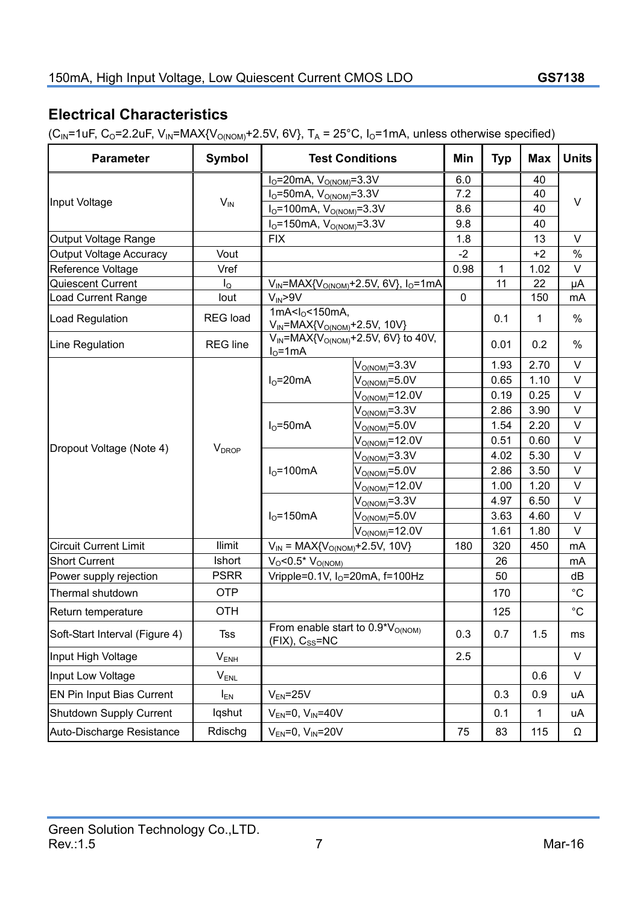## Electrical Characteristics

($C_{IN}$=1uF, $C_O$=2.2uF, $V_{IN}$=MAX{$V_{O(NOM)}$+2.5V, 6V}, $T_A$ = 25°C, $I_O$=1mA, unless otherwise specified)

| Parameter | Symbol | Test Conditions | | Min | Typ | Max | Units |
|---|---|---|---|---|---|---|---|
| Input Voltage | $V_{IN}$ | $I_O$=20mA, $V_{O(NOM)}$=3.3V | | 6.0 | | 40 | V |
| | | $I_O$=50mA, $V_{O(NOM)}$=3.3V | | 7.2 | | 40 | |
| | | $I_O$=100mA, $V_{O(NOM)}$=3.3V | | 8.6 | | 40 | |
| | | $I_O$=150mA, $V_{O(NOM)}$=3.3V | | 9.8 | | 40 | |
| Output Voltage Range | | FIX | | 1.8 | | 13 | V |
| Output Voltage Accuracy | Vout | | | -2 | | +2 | % |
| Reference Voltage | Vref | | | 0.98 | 1 | 1.02 | V |
| Quiescent Current | $I_Q$ | $V_{IN}$=MAX{$V_{O(NOM)}$+2.5V, 6V}, $I_O$=1mA | | | 11 | 22 | μA |
| Load Current Range | Iout | $V_{IN}$>9V | | 0 | | 150 | mA |
| Load Regulation | REG load | 1mA<$I_O$<150mA, $V_{IN}$=MAX{$V_{O(NOM)}$+2.5V, 10V} | | | 0.1 | 1 | % |
| Line Regulation | REG line | $V_{IN}$=MAX{$V_{O(NOM)}$+2.5V, 6V} to 40V, $I_O$=1mA | | | 0.01 | 0.2 | % |
| Dropout Voltage (Note 4) | $V_{DROP}$ | $I_O$=20mA | $V_{O(NOM)}$=3.3V | | 1.93 | 2.70 | V |
| | | | $V_{O(NOM)}$=5.0V | | 0.65 | 1.10 | V |
| | | | $V_{O(NOM)}$=12.0V | | 0.19 | 0.25 | V |
| | | $I_O$=50mA | $V_{O(NOM)}$=3.3V | | 2.86 | 3.90 | V |
| | | | $V_{O(NOM)}$=5.0V | | 1.54 | 2.20 | V |
| | | | $V_{O(NOM)}$=12.0V | | 0.51 | 0.60 | V |
| | | $I_O$=100mA | $V_{O(NOM)}$=3.3V | | 4.02 | 5.30 | V |
| | | | $V_{O(NOM)}$=5.0V | | 2.86 | 3.50 | V |
| | | | $V_{O(NOM)}$=12.0V | | 1.00 | 1.20 | V |
| | | $I_O$=150mA | $V_{O(NOM)}$=3.3V | | 4.97 | 6.50 | V |
| | | | $V_{O(NOM)}$=5.0V | | 3.63 | 4.60 | V |
| | | | $V_{O(NOM)}$=12.0V | | 1.61 | 1.80 | V |
| Circuit Current Limit | Ilimit | $V_{IN}$ = MAX{$V_{O(NOM)}$+2.5V, 10V} | | 180 | 320 | 450 | mA |
| Short Current | Ishort | $V_O$<0.5* $V_{O(NOM)}$ | | | 26 | | mA |
| Power supply rejection | PSRR | Vripple=0.1V, $I_O$=20mA, f=100Hz | | | 50 | | dB |
| Thermal shutdown | OTP | | | | 170 | | °C |
| Return temperature | OTH | | | | 125 | | °C |
| Soft-Start Interval (Figure 4) | Tss | From enable start to 0.9*$V_{O(NOM)}$ (FIX), $C_{SS}$=NC | | 0.3 | 0.7 | 1.5 | ms |
| Input High Voltage | $V_{ENH}$ | | | 2.5 | | | V |
| Input Low Voltage | $V_{ENL}$ | | | | | 0.6 | V |
| EN Pin Input Bias Current | $I_{EN}$ | $V_{EN}$=25V | | | 0.3 | 0.9 | uA |
| Shutdown Supply Current | Iqshut | $V_{EN}$=0, $V_{IN}$=40V | | | 0.1 | 1 | uA |
| Auto-Discharge Resistance | Rdischg | $V_{EN}$=0, $V_{IN}$=20V | | 75 | 83 | 115 | Ω |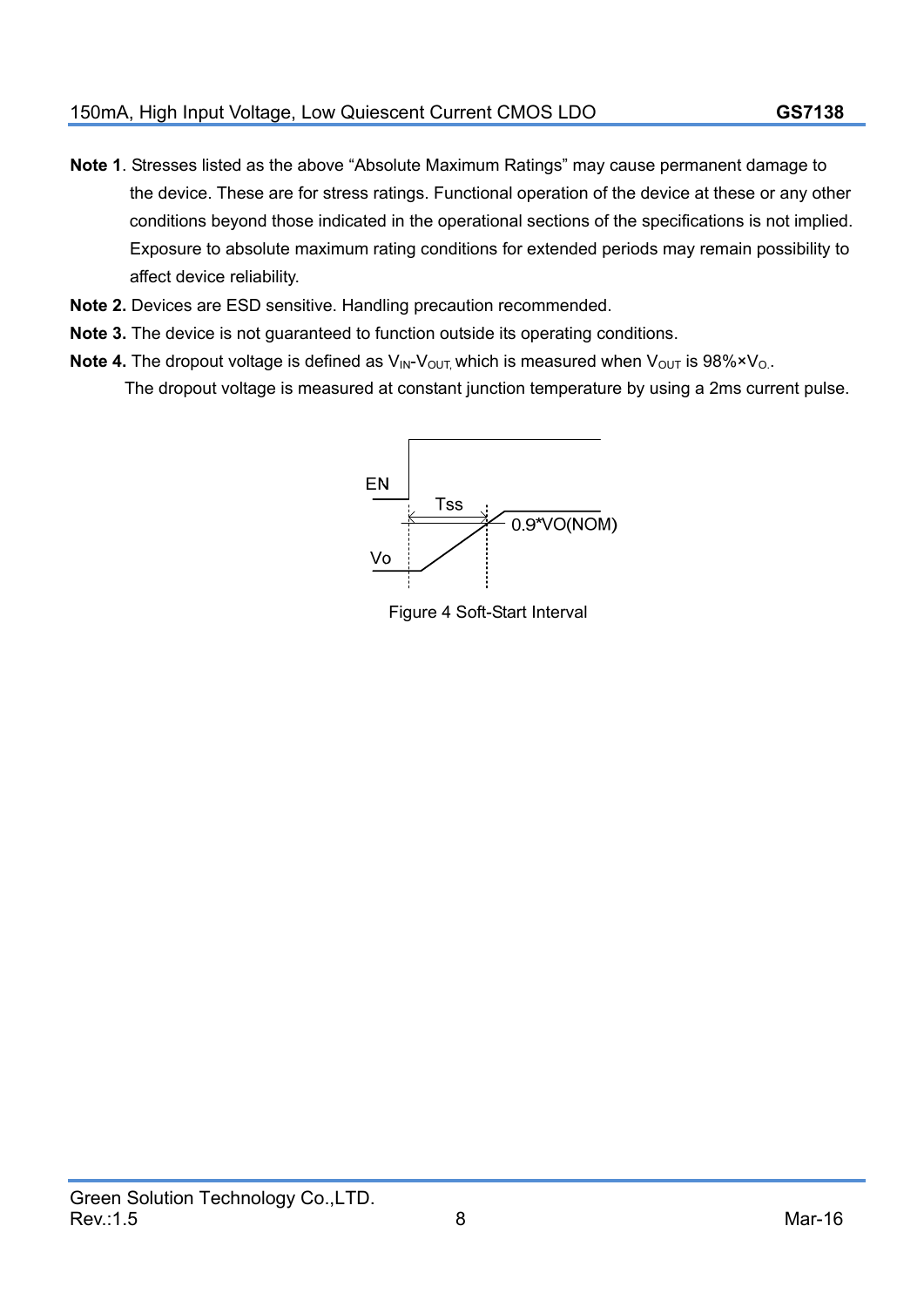**Note 1**. Stresses listed as the above "Absolute Maximum Ratings" may cause permanent damage to the device. These are for stress ratings. Functional operation of the device at these or any other conditions beyond those indicated in the operational sections of the specifications is not implied. Exposure to absolute maximum rating conditions for extended periods may remain possibility to affect device reliability.

**Note 2.** Devices are ESD sensitive. Handling precaution recommended.

**Note 3.** The device is not guaranteed to function outside its operating conditions.

**Note 4.** The dropout voltage is defined as $V_{IN}$-$V_{OUT,}$ which is measured when $V_{OUT}$ is 98%×$V_{O.}$.

The dropout voltage is measured at constant junction temperature by using a 2ms current pulse.

Figure 4 Soft-Start Interval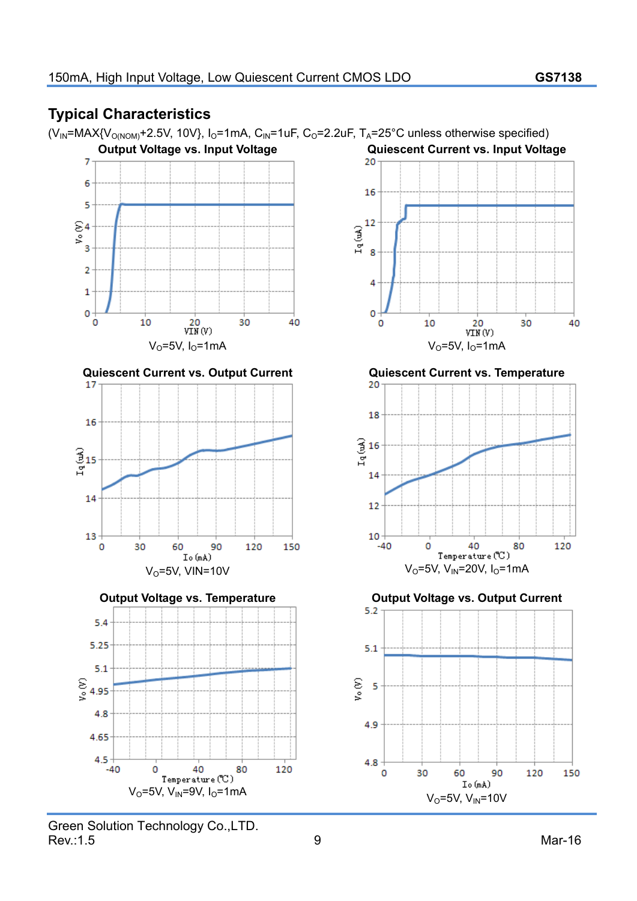## Typical Characteristics

($V_{IN}$=MAX{$V_{O(NOM)}$+2.5V, 10V}, $I_O$=1mA, $C_{IN}$=1uF, $C_O$=2.2uF, $T_A$=25°C unless otherwise specified)

**Output Voltage vs. Input Voltage**

$V_O$=5V, $I_O$=1mA

**Quiescent Current vs. Input Voltage**

$V_O$=5V, $I_O$=1mA

**Quiescent Current vs. Output Current**

$V_O$=5V, VIN=10V

**Quiescent Current vs. Temperature**

$V_O$=5V, $V_{IN}$=20V, $I_O$=1mA

**Output Voltage vs. Temperature**

$V_O$=5V, $V_{IN}$=9V, $I_O$=1mA

**Output Voltage vs. Output Current**

$V_O$=5V, $V_{IN}$=10V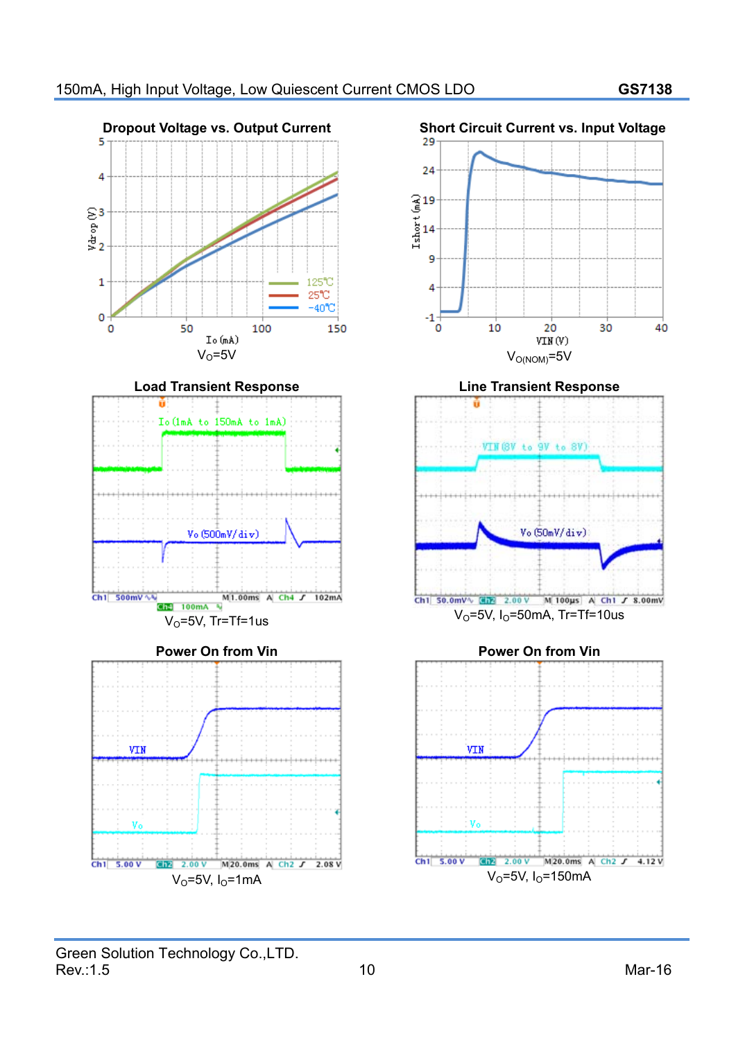**Dropout Voltage vs. Output Current**

$V_O$=5V

**Short Circuit Current vs. Input Voltage**

$V_{O(NOM)}$=5V

**Load Transient Response**

$V_O$=5V, Tr=Tf=1us

**Line Transient Response**

$V_O$=5V, $I_O$=50mA, Tr=Tf=10us

**Power On from Vin**

$V_O$=5V, $I_O$=1mA

**Power On from Vin**

$V_O$=5V, $I_O$=150mA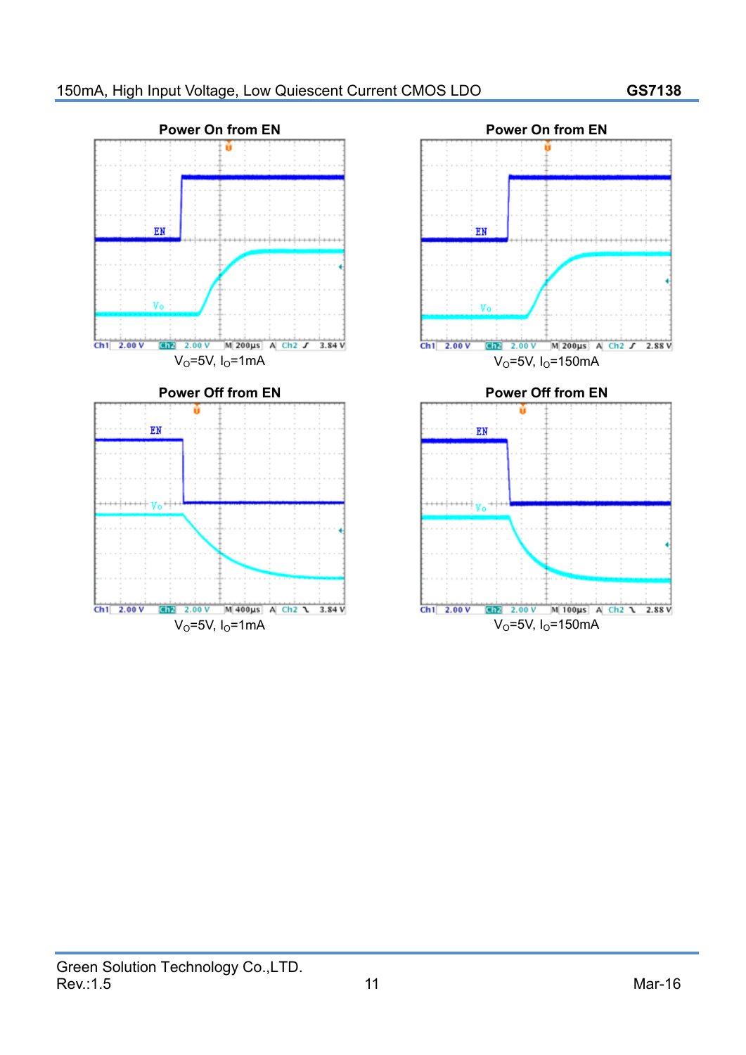**Power On from EN**

$V_O$=5V, $I_O$=1mA

**Power On from EN**

$V_O$=5V, $I_O$=150mA

**Power Off from EN**

$V_O$=5V, $I_O$=1mA

**Power Off from EN**

$V_O$=5V, $I_O$=150mA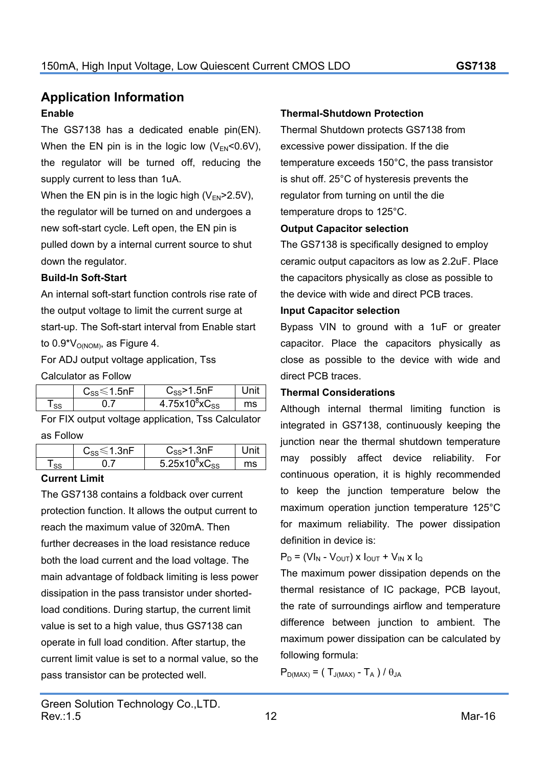## Application Information

### Enable

The GS7138 has a dedicated enable pin(EN). When the EN pin is in the logic low ($V_{EN}$<0.6V), the regulator will be turned off, reducing the supply current to less than 1uA.

When the EN pin is in the logic high ($V_{EN}$>2.5V), the regulator will be turned on and undergoes a new soft-start cycle. Left open, the EN pin is pulled down by a internal current source to shut down the regulator.

### Build-In Soft-Start

An internal soft-start function controls rise rate of the output voltage to limit the current surge at start-up. The Soft-start interval from Enable start to 0.9*$V_{O(NOM)}$, as Figure 4.

For ADJ output voltage application, Tss Calculator as Follow

| | $C_{SS}$≤1.5nF | $C_{SS}$>1.5nF | Unit |
|---|---|---|---|
| $T_{SS}$ | 0.7 | $4.75 \times 10^8 \times C_{SS}$ | ms |

For FIX output voltage application, Tss Calculator as Follow

| | $C_{SS}$≤1.3nF | $C_{SS}$>1.3nF | Unit |
|---|---|---|---|
| $T_{SS}$ | 0.7 | $5.25 \times 10^8 \times C_{SS}$ | ms |

### Current Limit

The GS7138 contains a foldback over current protection function. It allows the output current to reach the maximum value of 320mA. Then further decreases in the load resistance reduce both the load current and the load voltage. The main advantage of foldback limiting is less power dissipation in the pass transistor under shorted-load conditions. During startup, the current limit value is set to a high value, thus GS7138 can operate in full load condition. After startup, the current limit value is set to a normal value, so the pass transistor can be protected well.

### Thermal-Shutdown Protection

Thermal Shutdown protects GS7138 from excessive power dissipation. If the die temperature exceeds 150°C, the pass transistor is shut off. 25°C of hysteresis prevents the regulator from turning on until the die temperature drops to 125°C.

### Output Capacitor selection

The GS7138 is specifically designed to employ ceramic output capacitors as low as 2.2uF. Place the capacitors physically as close as possible to the device with wide and direct PCB traces.

### Input Capacitor selection

Bypass VIN to ground with a 1uF or greater capacitor. Place the capacitors physically as close as possible to the device with wide and direct PCB traces.

### Thermal Considerations

Although internal thermal limiting function is integrated in GS7138, continuously keeping the junction near the thermal shutdown temperature may possibly affect device reliability. For continuous operation, it is highly recommended to keep the junction temperature below the maximum operation junction temperature 125°C for maximum reliability. The power dissipation definition in device is:

$$P_D = (V_{IN} - V_{OUT}) \times I_{OUT} + V_{IN} \times I_Q$$

The maximum power dissipation depends on the thermal resistance of IC package, PCB layout, the rate of surroundings airflow and temperature difference between junction to ambient. The maximum power dissipation can be calculated by following formula:

$$P_{D(MAX)} = ( T_{J(MAX)} - T_A ) / \theta_{JA}$$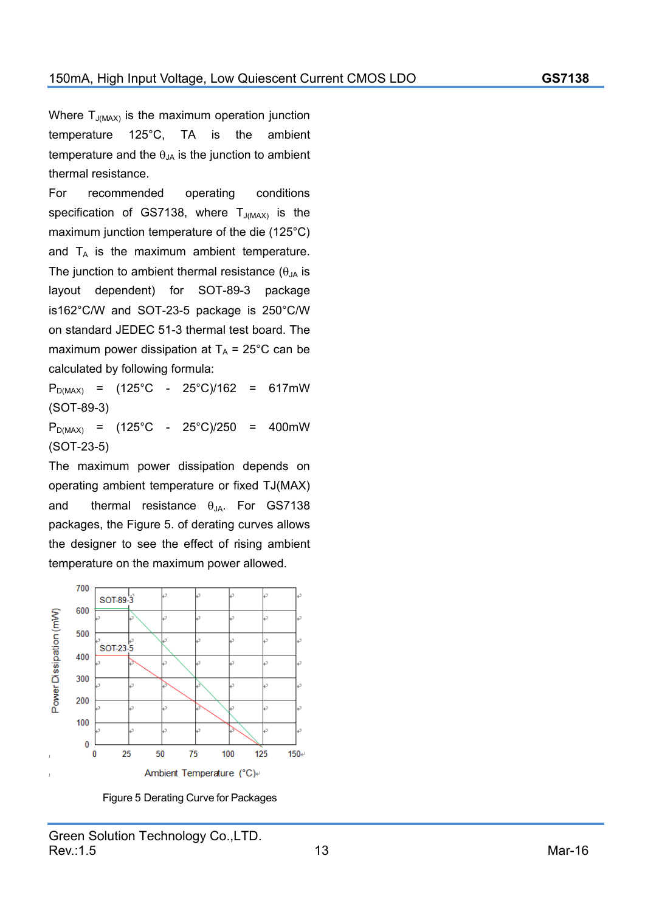Where $T_{J(MAX)}$ is the maximum operation junction temperature 125°C, TA is the ambient temperature and the $\theta_{JA}$ is the junction to ambient thermal resistance.

For recommended operating conditions specification of GS7138, where $T_{J(MAX)}$ is the maximum junction temperature of the die (125°C) and $T_A$ is the maximum ambient temperature. The junction to ambient thermal resistance ($\theta_{JA}$ is layout dependent) for SOT-89-3 package is162°C/W and SOT-23-5 package is 250°C/W on standard JEDEC 51-3 thermal test board. The maximum power dissipation at $T_A$ = 25°C can be calculated by following formula:

$P_{D(MAX)}$ = (125°C - 25°C)/162 = 617mW (SOT-89-3)

$P_{D(MAX)}$ = (125°C - 25°C)/250 = 400mW (SOT-23-5)

The maximum power dissipation depends on operating ambient temperature or fixed TJ(MAX) and thermal resistance $\theta_{JA}$. For GS7138 packages, the Figure 5. of derating curves allows the designer to see the effect of rising ambient temperature on the maximum power allowed.

Figure 5 Derating Curve for Packages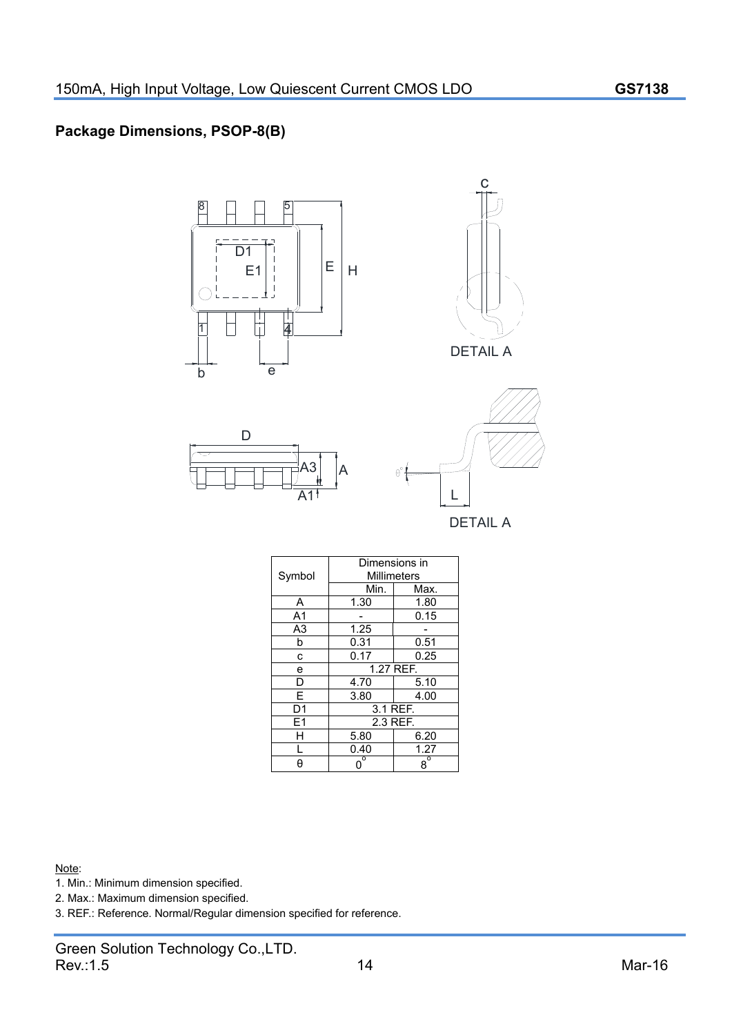## Package Dimensions, PSOP-8(B)

DETAIL A

DETAIL A

| Symbol | Dimensions in Millimeters | |
|---|---|---|
| | Min. | Max. |
| A | 1.30 | 1.80 |
| A1 | - | 0.15 |
| A3 | 1.25 | - |
| b | 0.31 | 0.51 |
| c | 0.17 | 0.25 |
| e | 1.27 REF. | |
| D | 4.70 | 5.10 |
| E | 3.80 | 4.00 |
| D1 | 3.1 REF. | |
| E1 | 2.3 REF. | |
| H | 5.80 | 6.20 |
| L | 0.40 | 1.27 |
| θ | $0^{\circ}$ | $8^{\circ}$ |

Note:

1. Min.: Minimum dimension specified.
2. Max.: Maximum dimension specified.
3. REF.: Reference. Normal/Regular dimension specified for reference.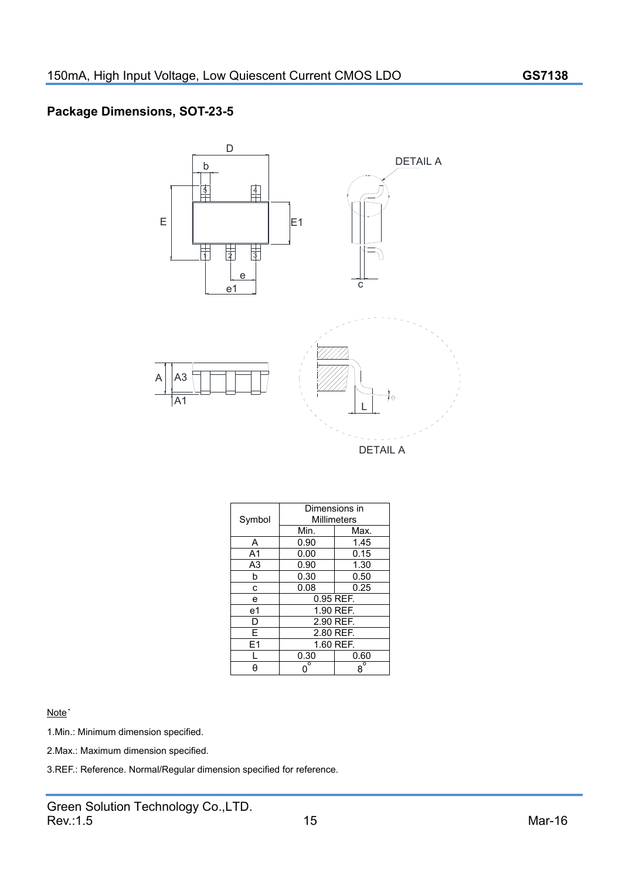## Package Dimensions, SOT-23-5

DETAIL A

| Symbol | Dimensions in Millimeters | |
|---|---|---|
| | Min. | Max. |
| A | 0.90 | 1.45 |
| A1 | 0.00 | 0.15 |
| A3 | 0.90 | 1.30 |
| b | 0.30 | 0.50 |
| c | 0.08 | 0.25 |
| e | 0.95 REF. | |
| e1 | 1.90 REF. | |
| D | 2.90 REF. | |
| E | 2.80 REF. | |
| E1 | 1.60 REF. | |
| L | 0.30 | 0.60 |
| θ | 0° | 8° |

Note:

1.Min.: Minimum dimension specified.

2.Max.: Maximum dimension specified.

3.REF.: Reference. Normal/Regular dimension specified for reference.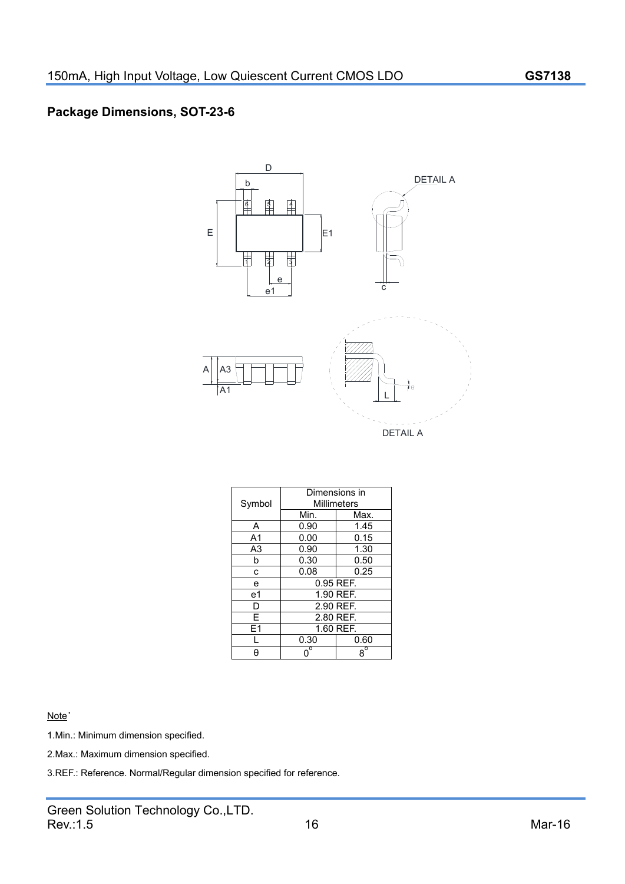## Package Dimensions, SOT-23-6

| Symbol | Dimensions in Millimeters | |
|---|---|---|
| | Min. | Max. |
| A | 0.90 | 1.45 |
| A1 | 0.00 | 0.15 |
| A3 | 0.90 | 1.30 |
| b | 0.30 | 0.50 |
| c | 0.08 | 0.25 |
| e | 0.95 REF. | |
| e1 | 1.90 REF. | |
| D | 2.90 REF. | |
| E | 2.80 REF. | |
| E1 | 1.60 REF. | |
| L | 0.30 | 0.60 |
| θ | $0^{\circ}$ | $8^{\circ}$ |

Note:

1.Min.: Minimum dimension specified.

2.Max.: Maximum dimension specified.

3.REF.: Reference. Normal/Regular dimension specified for reference.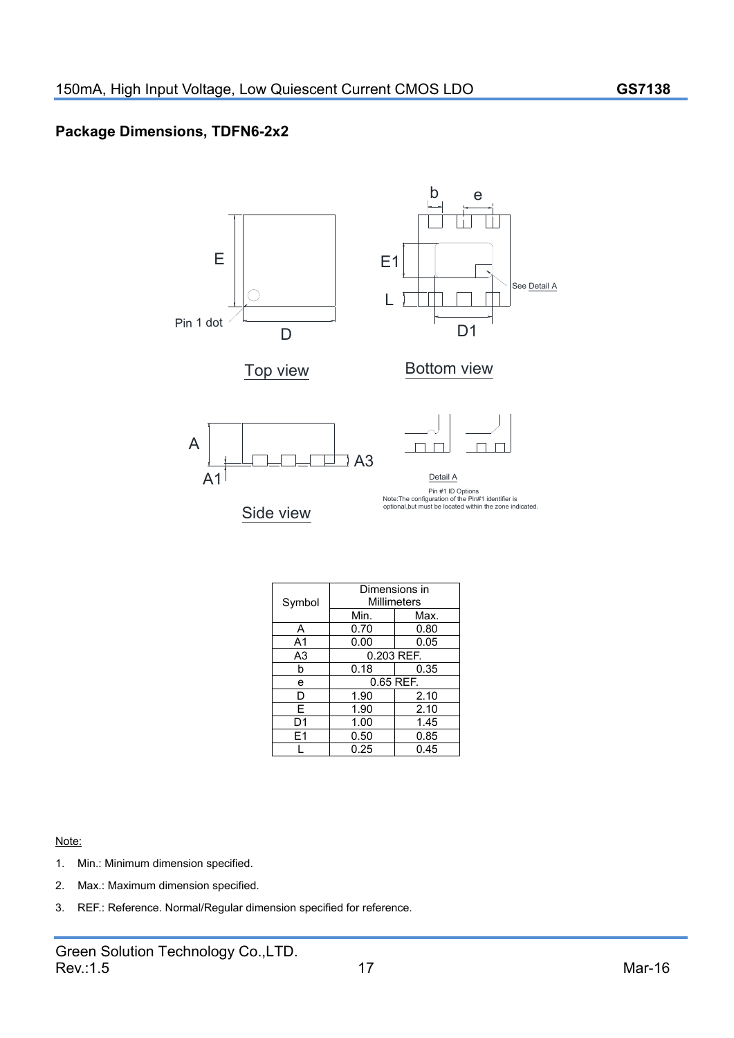## Package Dimensions, TDFN6-2x2

Top view

Bottom view

Side view

Detail A

Pin #1 ID Options
Note:The configuration of the Pin#1 identifier is optional,but must be located within the zone indicated.

| Symbol | Dimensions in Millimeters | |
|---|---|---|
| | Min. | Max. |
| A | 0.70 | 0.80 |
| A1 | 0.00 | 0.05 |
| A3 | 0.203 REF. | |
| b | 0.18 | 0.35 |
| e | 0.65 REF. | |
| D | 1.90 | 2.10 |
| E | 1.90 | 2.10 |
| D1 | 1.00 | 1.45 |
| E1 | 0.50 | 0.85 |
| L | 0.25 | 0.45 |

Note:

1. Min.: Minimum dimension specified.
2. Max.: Maximum dimension specified.
3. REF.: Reference. Normal/Regular dimension specified for reference.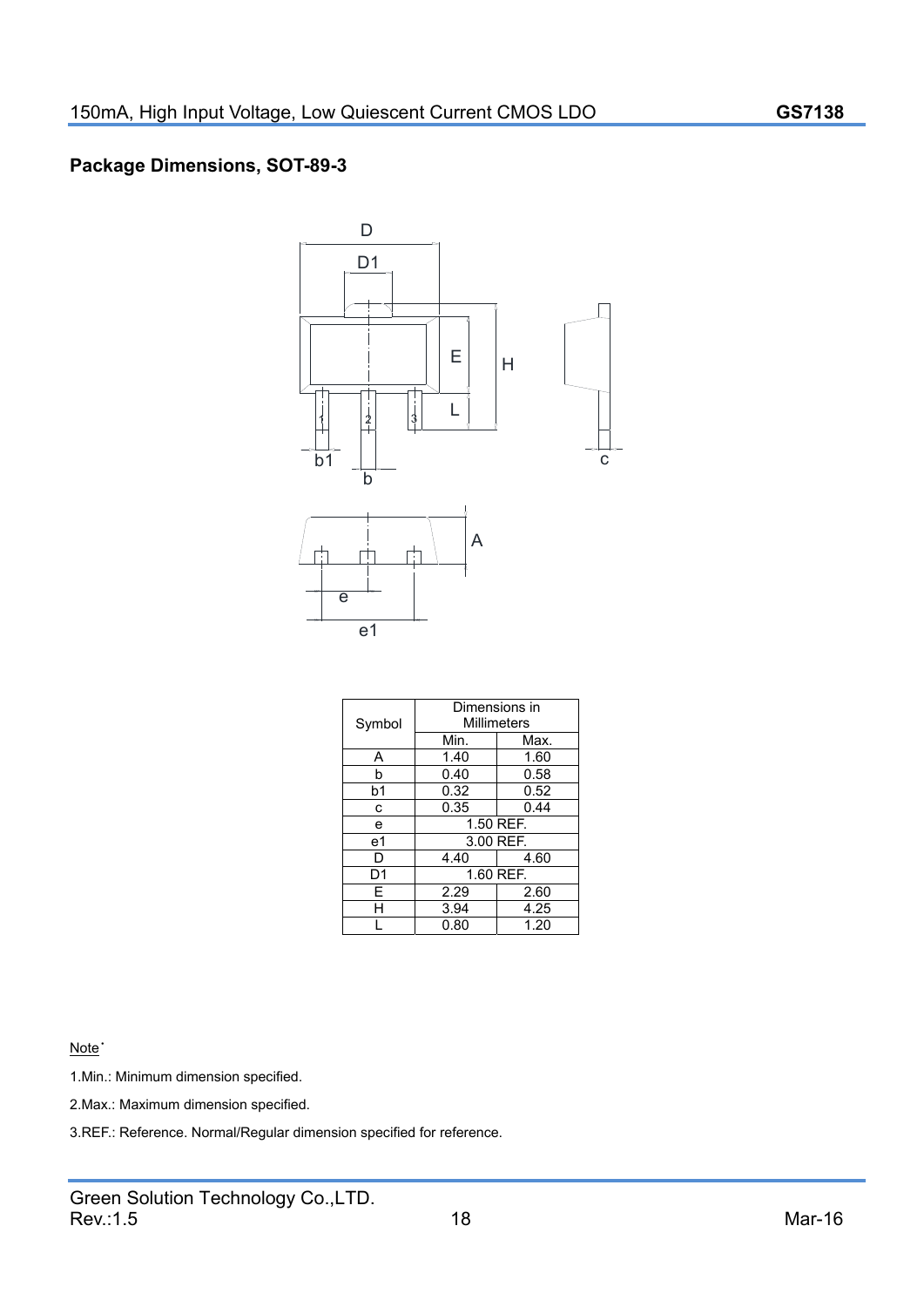## Package Dimensions, SOT-89-3

| Symbol | Dimensions in Millimeters | |
|---|---|---|
| | Min. | Max. |
| A | 1.40 | 1.60 |
| b | 0.40 | 0.58 |
| b1 | 0.32 | 0.52 |
| c | 0.35 | 0.44 |
| e | 1.50 REF. | |
| e1 | 3.00 REF. | |
| D | 4.40 | 4.60 |
| D1 | 1.60 REF. | |
| E | 2.29 | 2.60 |
| H | 3.94 | 4.25 |
| L | 0.80 | 1.20 |

Note:

1.Min.: Minimum dimension specified.

2.Max.: Maximum dimension specified.

3.REF.: Reference. Normal/Regular dimension specified for reference.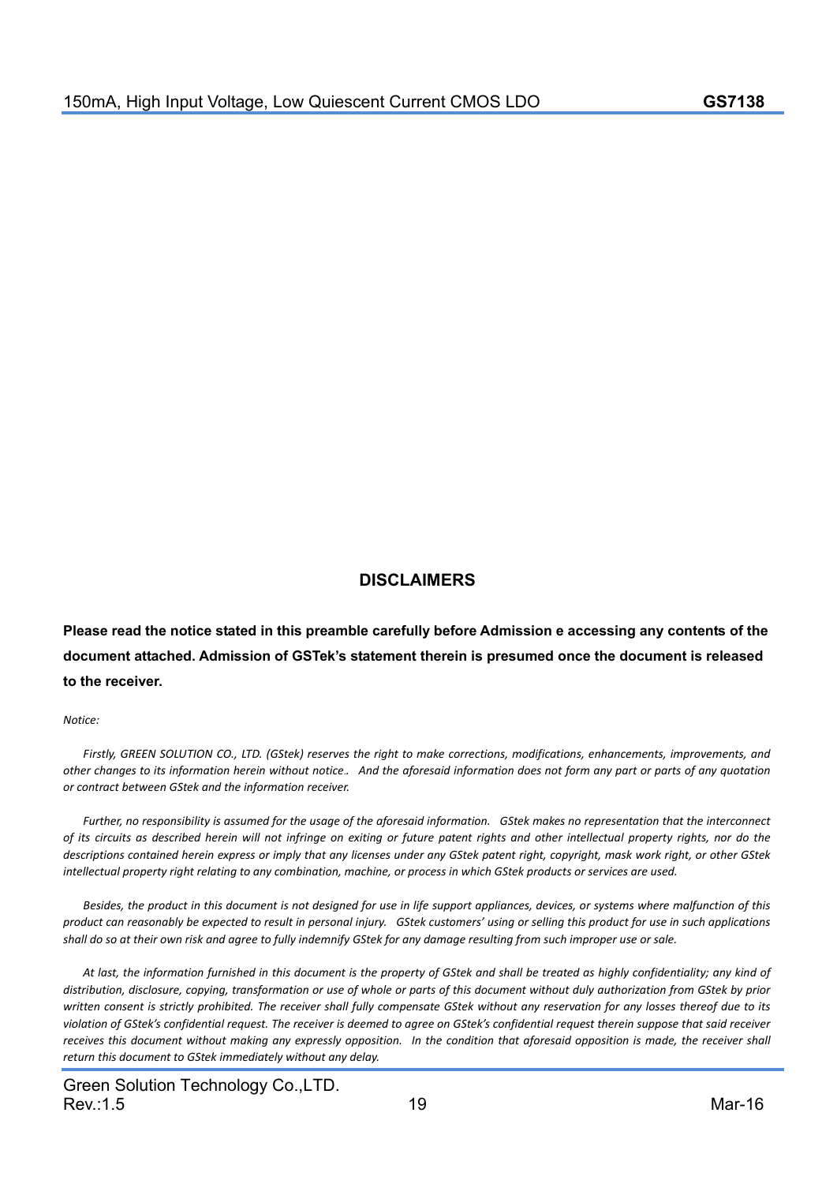## DISCLAIMERS

**Please read the notice stated in this preamble carefully before Admission e accessing any contents of the document attached. Admission of GSTek's statement therein is presumed once the document is released to the receiver.**

*Notice:*

*Firstly, GREEN SOLUTION CO., LTD. (GStek) reserves the right to make corrections, modifications, enhancements, improvements, and other changes to its information herein without notice. And the aforesaid information does not form any part or parts of any quotation or contract between GStek and the information receiver.*

*Further, no responsibility is assumed for the usage of the aforesaid information. GStek makes no representation that the interconnect of its circuits as described herein will not infringe on exiting or future patent rights and other intellectual property rights, nor do the descriptions contained herein express or imply that any licenses under any GStek patent right, copyright, mask work right, or other GStek intellectual property right relating to any combination, machine, or process in which GStek products or services are used.*

*Besides, the product in this document is not designed for use in life support appliances, devices, or systems where malfunction of this product can reasonably be expected to result in personal injury. GStek customers' using or selling this product for use in such applications shall do so at their own risk and agree to fully indemnify GStek for any damage resulting from such improper use or sale.*

*At last, the information furnished in this document is the property of GStek and shall be treated as highly confidentiality; any kind of distribution, disclosure, copying, transformation or use of whole or parts of this document without duly authorization from GStek by prior written consent is strictly prohibited. The receiver shall fully compensate GStek without any reservation for any losses thereof due to its violation of GStek's confidential request. The receiver is deemed to agree on GStek's confidential request therein suppose that said receiver receives this document without making any expressly opposition. In the condition that aforesaid opposition is made, the receiver shall return this document to GStek immediately without any delay.*